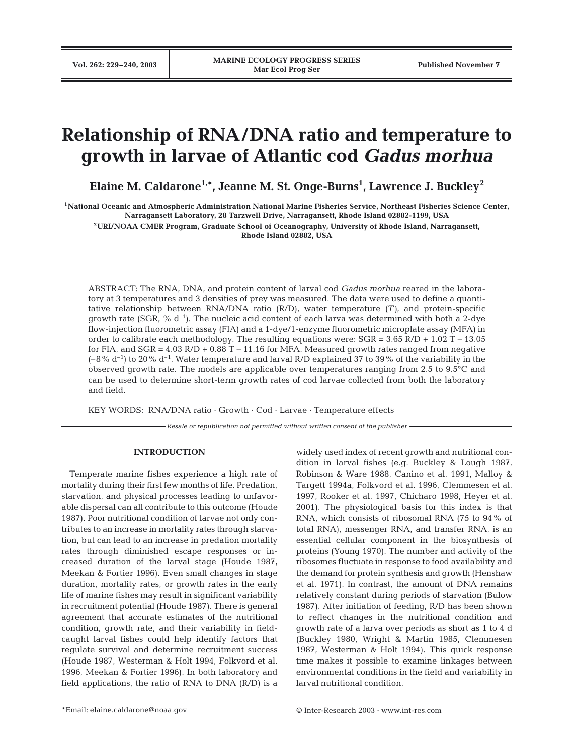# Relationship of RNA/DNA ratio and temperature to growth in larvae of Atlantic cod *Gadus morhua*

**Elaine M. Caldarone[1,*], Jeanne M. St. Onge-Burns[1], Lawrence J. Buckley[2]**

[1]National Oceanic and Atmospheric Administration National Marine Fisheries Service, Northeast Fisheries Science Center, Narragansett Laboratory, 28 Tarzwell Drive, Narragansett, Rhode Island 02882-1199, USA

[2]URI/NOAA CMER Program, Graduate School of Oceanography, University of Rhode Island, Narragansett, Rhode Island 02882, USA

ABSTRACT: The RNA, DNA, and protein content of larval cod *Gadus morhua* reared in the laboratory at 3 temperatures and 3 densities of prey was measured. The data were used to define a quantitative relationship between RNA/DNA ratio (R/D), water temperature ($T$), and protein-specific growth rate (SGR, % $d^{-1}$). The nucleic acid content of each larva was determined with both a 2-dye flow-injection fluorometric assay (FIA) and a 1-dye/1-enzyme fluorometric microplate assay (MFA) in order to calibrate each methodology. The resulting equations were: SGR = 3.65 R/D + 1.02 T – 13.05 for FIA, and SGR = 4.03 R/D + 0.88 T – 11.16 for MFA. Measured growth rates ranged from negative (–8% $d^{-1}$) to 20% $d^{-1}$. Water temperature and larval R/D explained 37 to 39% of the variability in the observed growth rate. The models are applicable over temperatures ranging from 2.5 to 9.5°C and can be used to determine short-term growth rates of cod larvae collected from both the laboratory and field.

KEY WORDS: RNA/DNA ratio · Growth · Cod · Larvae · Temperature effects

*Resale or republication not permitted without written consent of the publisher*

## INTRODUCTION

Temperate marine fishes experience a high rate of mortality during their first few months of life. Predation, starvation, and physical processes leading to unfavorable dispersal can all contribute to this outcome (Houde 1987). Poor nutritional condition of larvae not only contributes to an increase in mortality rates through starvation, but can lead to an increase in predation mortality rates through diminished escape responses or increased duration of the larval stage (Houde 1987, Meekan & Fortier 1996). Even small changes in stage duration, mortality rates, or growth rates in the early life of marine fishes may result in significant variability in recruitment potential (Houde 1987). There is general agreement that accurate estimates of the nutritional condition, growth rate, and their variability in field-caught larval fishes could help identify factors that regulate survival and determine recruitment success (Houde 1987, Westerman & Holt 1994, Folkvord et al. 1996, Meekan & Fortier 1996). In both laboratory and field applications, the ratio of RNA to DNA (R/D) is a widely used index of recent growth and nutritional condition in larval fishes (e.g. Buckley & Lough 1987, Robinson & Ware 1988, Canino et al. 1991, Malloy & Targett 1994a, Folkvord et al. 1996, Clemmesen et al. 1997, Rooker et al. 1997, Chícharo 1998, Heyer et al. 2001). The physiological basis for this index is that RNA, which consists of ribosomal RNA (75 to 94% of total RNA), messenger RNA, and transfer RNA, is an essential cellular component in the biosynthesis of proteins (Young 1970). The number and activity of the ribosomes fluctuate in response to food availability and the demand for protein synthesis and growth (Henshaw et al. 1971). In contrast, the amount of DNA remains relatively constant during periods of starvation (Bulow 1987). After initiation of feeding, R/D has been shown to reflect changes in the nutritional condition and growth rate of a larva over periods as short as 1 to 4 d (Buckley 1980, Wright & Martin 1985, Clemmesen 1987, Westerman & Holt 1994). This quick response time makes it possible to examine linkages between environmental conditions in the field and variability in larval nutritional condition.

*Email: elaine.caldarone@noaa.gov

© Inter-Research 2003 · www.int-res.com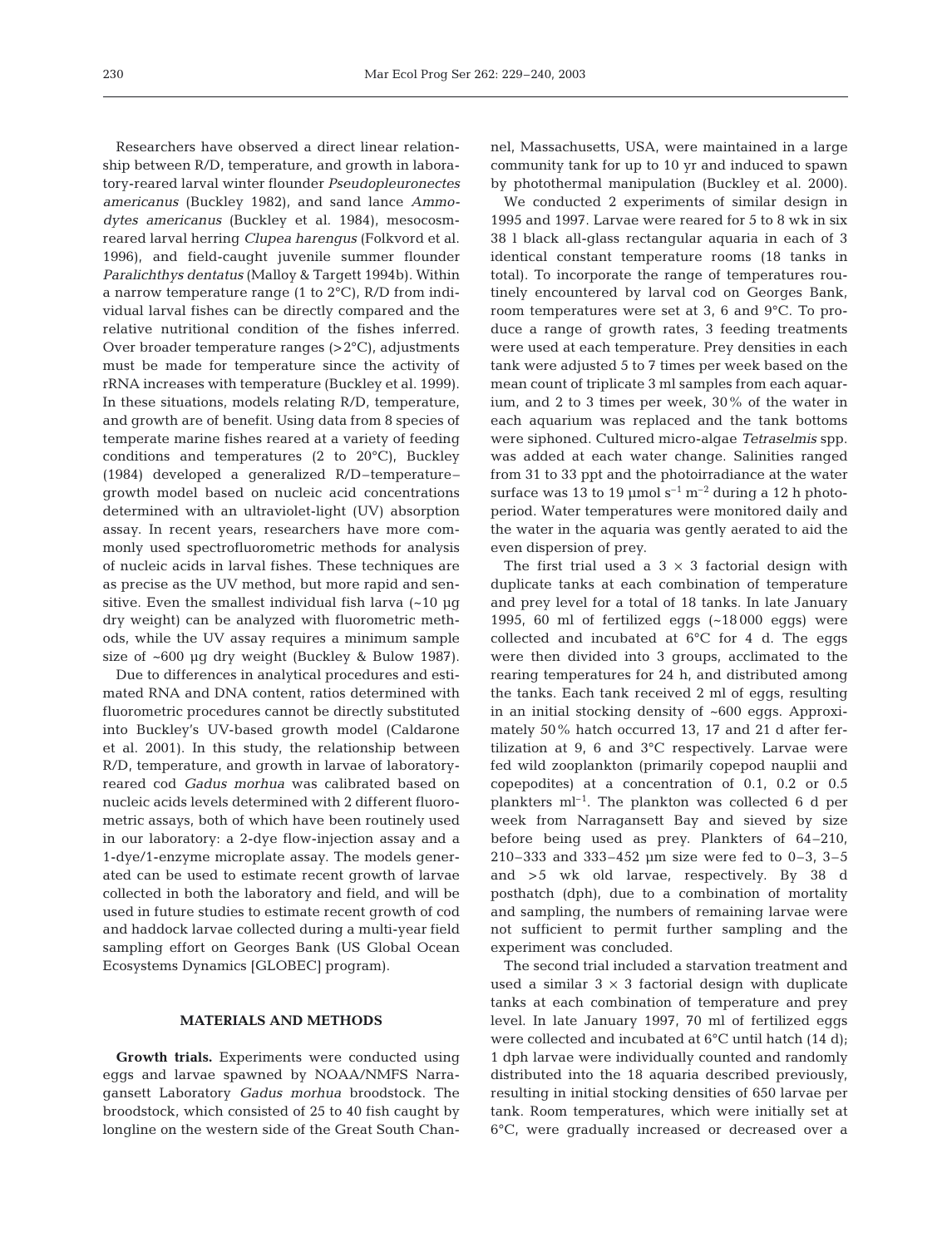Researchers have observed a direct linear relationship between R/D, temperature, and growth in laboratory-reared larval winter flounder *Pseudopleuronectes americanus* (Buckley 1982), and sand lance *Ammodytes americanus* (Buckley et al. 1984), mesocosm-reared larval herring *Clupea harengus* (Folkvord et al. 1996), and field-caught juvenile summer flounder *Paralichthys dentatus* (Malloy & Targett 1994b). Within a narrow temperature range (1 to 2°C), R/D from individual larval fishes can be directly compared and the relative nutritional condition of the fishes inferred. Over broader temperature ranges (>2°C), adjustments must be made for temperature since the activity of rRNA increases with temperature (Buckley et al. 1999). In these situations, models relating R/D, temperature, and growth are of benefit. Using data from 8 species of temperate marine fishes reared at a variety of feeding conditions and temperatures (2 to 20°C), Buckley (1984) developed a generalized R/D–temperature–growth model based on nucleic acid concentrations determined with an ultraviolet-light (UV) absorption assay. In recent years, researchers have more commonly used spectrofluorometric methods for analysis of nucleic acids in larval fishes. These techniques are as precise as the UV method, but more rapid and sensitive. Even the smallest individual fish larva (~10 µg dry weight) can be analyzed with fluorometric methods, while the UV assay requires a minimum sample size of ~600 µg dry weight (Buckley & Bulow 1987).

Due to differences in analytical procedures and estimated RNA and DNA content, ratios determined with fluorometric procedures cannot be directly substituted into Buckley's UV-based growth model (Caldarone et al. 2001). In this study, the relationship between R/D, temperature, and growth in larvae of laboratory-reared cod *Gadus morhua* was calibrated based on nucleic acids levels determined with 2 different fluorometric assays, both of which have been routinely used in our laboratory: a 2-dye flow-injection assay and a 1-dye/1-enzyme microplate assay. The models generated can be used to estimate recent growth of larvae collected in both the laboratory and field, and will be used in future studies to estimate recent growth of cod and haddock larvae collected during a multi-year field sampling effort on Georges Bank (US Global Ocean Ecosystems Dynamics [GLOBEC] program).

## MATERIALS AND METHODS

**Growth trials.** Experiments were conducted using eggs and larvae spawned by NOAA/NMFS Narragansett Laboratory *Gadus morhua* broodstock. The broodstock, which consisted of 25 to 40 fish caught by longline on the western side of the Great South Channel, Massachusetts, USA, were maintained in a large community tank for up to 10 yr and induced to spawn by photothermal manipulation (Buckley et al. 2000).

We conducted 2 experiments of similar design in 1995 and 1997. Larvae were reared for 5 to 8 wk in six 38 l black all-glass rectangular aquaria in each of 3 identical constant temperature rooms (18 tanks in total). To incorporate the range of temperatures routinely encountered by larval cod on Georges Bank, room temperatures were set at 3, 6 and 9°C. To produce a range of growth rates, 3 feeding treatments were used at each temperature. Prey densities in each tank were adjusted 5 to 7 times per week based on the mean count of triplicate 3 ml samples from each aquarium, and 2 to 3 times per week, 30% of the water in each aquarium was replaced and the tank bottoms were siphoned. Cultured micro-algae *Tetraselmis* spp. was added at each water change. Salinities ranged from 31 to 33 ppt and the photoirradiance at the water surface was 13 to 19 µmol $s^{-1}$ $m^{-2}$ during a 12 h photoperiod. Water temperatures were monitored daily and the water in the aquaria was gently aerated to aid the even dispersion of prey.

The first trial used a 3 × 3 factorial design with duplicate tanks at each combination of temperature and prey level for a total of 18 tanks. In late January 1995, 60 ml of fertilized eggs (~18000 eggs) were collected and incubated at 6°C for 4 d. The eggs were then divided into 3 groups, acclimated to the rearing temperatures for 24 h, and distributed among the tanks. Each tank received 2 ml of eggs, resulting in an initial stocking density of ~600 eggs. Approximately 50% hatch occurred 13, 17 and 21 d after fertilization at 9, 6 and 3°C respectively. Larvae were fed wild zooplankton (primarily copepod nauplii and copepodites) at a concentration of 0.1, 0.2 or 0.5 plankters $ml^{-1}$. The plankton was collected 6 d per week from Narragansett Bay and sieved by size before being used as prey. Plankters of 64–210, 210–333 and 333–452 µm size were fed to 0–3, 3–5 and >5 wk old larvae, respectively. By 38 d posthatch (dph), due to a combination of mortality and sampling, the numbers of remaining larvae were not sufficient to permit further sampling and the experiment was concluded.

The second trial included a starvation treatment and used a similar 3 × 3 factorial design with duplicate tanks at each combination of temperature and prey level. In late January 1997, 70 ml of fertilized eggs were collected and incubated at 6°C until hatch (14 d); 1 dph larvae were individually counted and randomly distributed into the 18 aquaria described previously, resulting in initial stocking densities of 650 larvae per tank. Room temperatures, which were initially set at 6°C, were gradually increased or decreased over a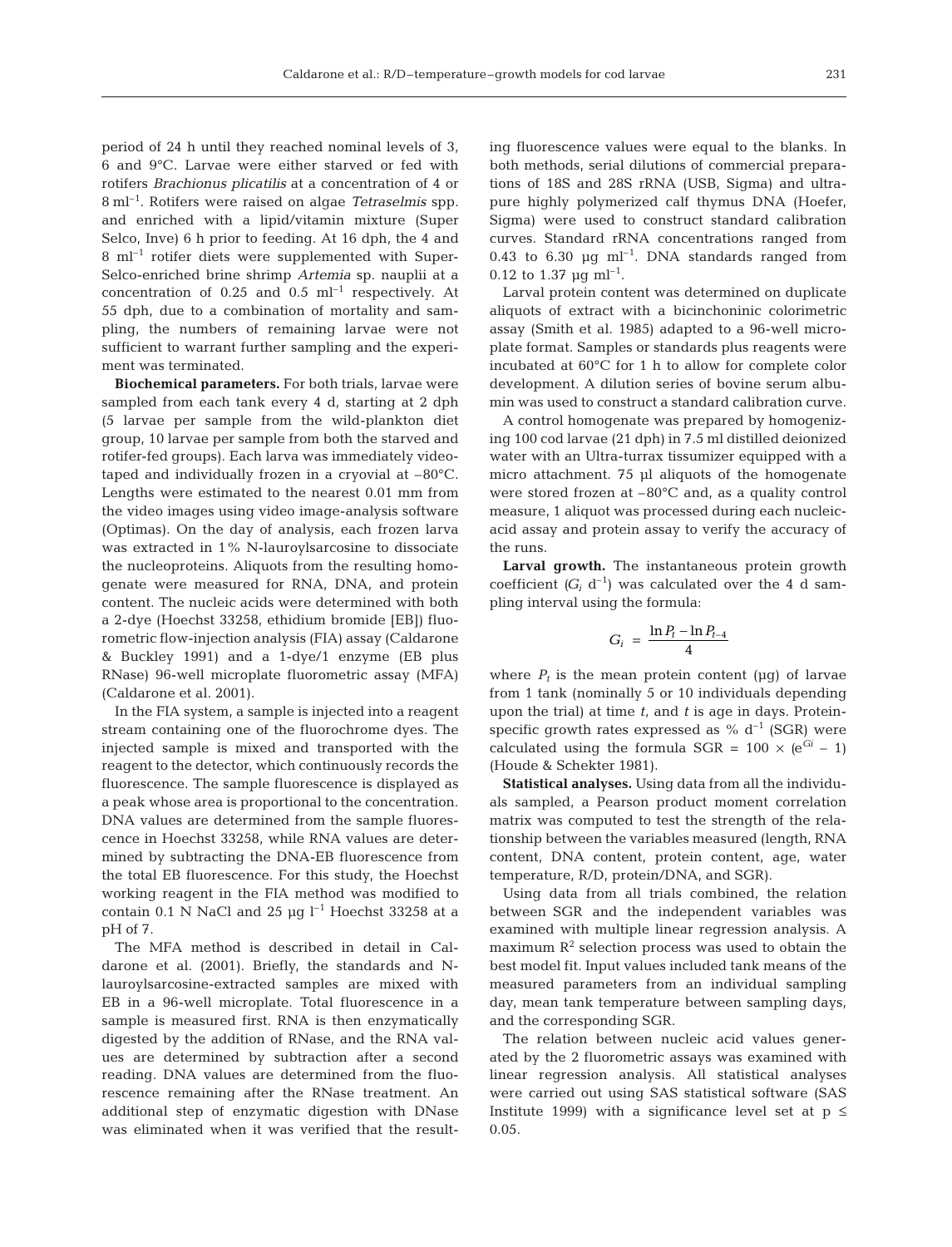period of 24 h until they reached nominal levels of 3, 6 and 9°C. Larvae were either starved or fed with rotifers *Brachionus plicatilis* at a concentration of 4 or 8 $ml^{-1}$. Rotifers were raised on algae *Tetraselmis* spp. and enriched with a lipid/vitamin mixture (Super Selco, Inve) 6 h prior to feeding. At 16 dph, the 4 and 8 $ml^{-1}$ rotifer diets were supplemented with Super-Selco-enriched brine shrimp *Artemia* sp. nauplii at a concentration of 0.25 and 0.5 $ml^{-1}$ respectively. At 55 dph, due to a combination of mortality and sampling, the numbers of remaining larvae were not sufficient to warrant further sampling and the experiment was terminated.

**Biochemical parameters.** For both trials, larvae were sampled from each tank every 4 d, starting at 2 dph (5 larvae per sample from the wild-plankton diet group, 10 larvae per sample from both the starved and rotifer-fed groups). Each larva was immediately videotaped and individually frozen in a cryovial at –80°C. Lengths were estimated to the nearest 0.01 mm from the video images using video image-analysis software (Optimas). On the day of analysis, each frozen larva was extracted in 1% N-lauroylsarcosine to dissociate the nucleoproteins. Aliquots from the resulting homogenate were measured for RNA, DNA, and protein content. The nucleic acids were determined with both a 2-dye (Hoechst 33258, ethidium bromide [EB]) fluorometric flow-injection analysis (FIA) assay (Caldarone & Buckley 1991) and a 1-dye/1 enzyme (EB plus RNase) 96-well microplate fluorometric assay (MFA) (Caldarone et al. 2001).

In the FIA system, a sample is injected into a reagent stream containing one of the fluorochrome dyes. The injected sample is mixed and transported with the reagent to the detector, which continuously records the fluorescence. The sample fluorescence is displayed as a peak whose area is proportional to the concentration. DNA values are determined from the sample fluorescence in Hoechst 33258, while RNA values are determined by subtracting the DNA-EB fluorescence from the total EB fluorescence. For this study, the Hoechst working reagent in the FIA method was modified to contain 0.1 N NaCl and 25 µg $l^{-1}$ Hoechst 33258 at a pH of 7.

The MFA method is described in detail in Caldarone et al. (2001). Briefly, the standards and N-lauroylsarcosine-extracted samples are mixed with EB in a 96-well microplate. Total fluorescence in a sample is measured first. RNA is then enzymatically digested by the addition of RNase, and the RNA values are determined by subtraction after a second reading. DNA values are determined from the fluorescence remaining after the RNase treatment. An additional step of enzymatic digestion with DNase was eliminated when it was verified that the resulting fluorescence values were equal to the blanks. In both methods, serial dilutions of commercial preparations of 18S and 28S rRNA (USB, Sigma) and ultrapure highly polymerized calf thymus DNA (Hoefer, Sigma) were used to construct standard calibration curves. Standard rRNA concentrations ranged from 0.43 to 6.30 µg $ml^{-1}$. DNA standards ranged from 0.12 to 1.37 µg $ml^{-1}$.

Larval protein content was determined on duplicate aliquots of extract with a bicinchoninic colorimetric assay (Smith et al. 1985) adapted to a 96-well microplate format. Samples or standards plus reagents were incubated at 60°C for 1 h to allow for complete color development. A dilution series of bovine serum albumin was used to construct a standard calibration curve.

A control homogenate was prepared by homogenizing 100 cod larvae (21 dph) in 7.5 ml distilled deionized water with an Ultra-turrax tissumizer equipped with a micro attachment. 75 µl aliquots of the homogenate were stored frozen at –80°C and, as a quality control measure, 1 aliquot was processed during each nucleic-acid assay and protein assay to verify the accuracy of the runs.

**Larval growth.** The instantaneous protein growth coefficient ($G_i$ $d^{-1}$) was calculated over the 4 d sampling interval using the formula:

$$G_i = \frac{\ln P_t - \ln P_{t-4}}{4}$$

where $P_t$ is the mean protein content (µg) of larvae from 1 tank (nominally 5 or 10 individuals depending upon the trial) at time $t$, and $t$ is age in days. Protein-specific growth rates expressed as % $d^{-1}$ (SGR) were calculated using the formula SGR = $100 \times (e^{Gi} - 1)$ (Houde & Schekter 1981).

**Statistical analyses.** Using data from all the individuals sampled, a Pearson product moment correlation matrix was computed to test the strength of the relationship between the variables measured (length, RNA content, DNA content, protein content, age, water temperature, R/D, protein/DNA, and SGR).

Using data from all trials combined, the relation between SGR and the independent variables was examined with multiple linear regression analysis. A maximum $R^2$ selection process was used to obtain the best model fit. Input values included tank means of the measured parameters from an individual sampling day, mean tank temperature between sampling days, and the corresponding SGR.

The relation between nucleic acid values generated by the 2 fluorometric assays was examined with linear regression analysis. All statistical analyses were carried out using SAS statistical software (SAS Institute 1999) with a significance level set at $p \leq 0.05$.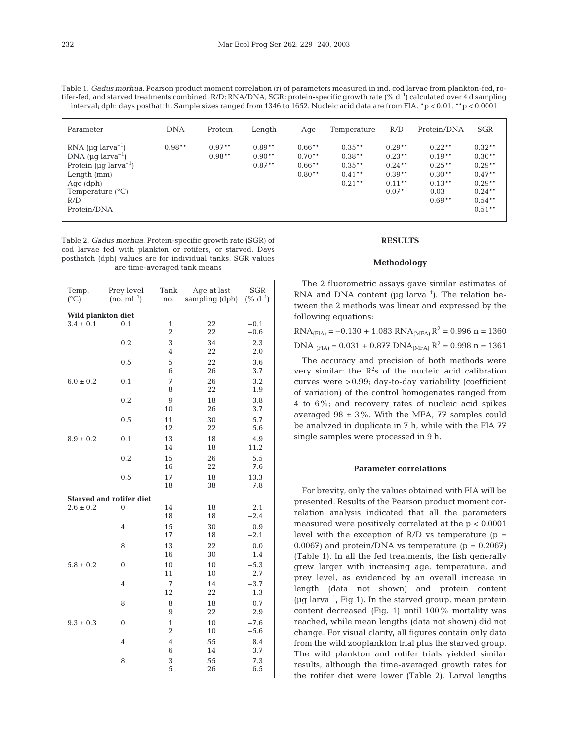Table 1. *Gadus morhua*. Pearson product moment correlation (r) of parameters measured in ind. cod larvae from plankton-fed, rotifer-fed, and starved treatments combined. R/D: RNA/DNA; SGR: protein-specific growth rate (% $d^{-1}$) calculated over 4 d sampling interval; dph: days posthatch. Sample sizes ranged from 1346 to 1652. Nucleic acid data are from FIA. \*p < 0.01, \*\*p < 0.0001

| Parameter | DNA | Protein | Length | Age | Temperature | R/D | Protein/DNA | SGR |
|---|---|---|---|---|---|---|---|---|
| RNA (µg $larva^{-1}$) | 0.98** | 0.97** | 0.89** | 0.66** | 0.35** | 0.29** | 0.22** | 0.32** |
| DNA (µg $larva^{-1}$) | | 0.98** | 0.90** | 0.70** | 0.38** | 0.23** | 0.19** | 0.30** |
| Protein (µg $larva^{-1}$) | | | 0.87** | 0.66** | 0.35** | 0.24** | 0.25** | 0.29** |
| Length (mm) | | | | 0.80** | 0.41** | 0.39** | 0.30** | 0.47** |
| Age (dph) | | | | | 0.21** | 0.11** | 0.13** | 0.29** |
| Temperature (°C) | | | | | | 0.07* | −0.03 | 0.24** |
| R/D | | | | | | | 0.69** | 0.54** |
| Protein/DNA | | | | | | | | 0.51** |

Table 2. *Gadus morhua*. Protein-specific growth rate (SGR) of cod larvae fed with plankton or rotifers, or starved. Days posthatch (dph) values are for individual tanks. SGR values are time-averaged tank means

| Temp. (°C) | Prey level (no. $ml^{-1}$) | Tank no. | Age at last sampling (dph) | SGR (% $d^{-1}$) |
|---|---|---|---|---|
| **Wild plankton diet** | | | | |
| 3.4 ± 0.1 | 0.1 | 1 | 22 | −0.1 |
| | | 2 | 22 | −0.6 |
| | 0.2 | 3 | 34 | 2.3 |
| | | 4 | 22 | 2.0 |
| | 0.5 | 5 | 22 | 3.6 |
| | | 6 | 26 | 3.7 |
| 6.0 ± 0.2 | 0.1 | 7 | 26 | 3.2 |
| | | 8 | 22 | 1.9 |
| | 0.2 | 9 | 18 | 3.8 |
| | | 10 | 26 | 3.7 |
| | 0.5 | 11 | 30 | 5.7 |
| | | 12 | 22 | 5.6 |
| 8.9 ± 0.2 | 0.1 | 13 | 18 | 4.9 |
| | | 14 | 18 | 11.2 |
| | 0.2 | 15 | 26 | 5.5 |
| | | 16 | 22 | 7.6 |
| | 0.5 | 17 | 18 | 13.3 |
| | | 18 | 38 | 7.8 |
| **Starved and rotifer diet** | | | | |
| 2.6 ± 0.2 | 0 | 14 | 18 | −2.1 |
| | | 18 | 18 | −2.4 |
| | 4 | 15 | 30 | 0.9 |
| | | 17 | 18 | −2.1 |
| | 8 | 13 | 22 | 0.0 |
| | | 16 | 30 | 1.4 |
| 5.8 ± 0.2 | 0 | 10 | 10 | −5.3 |
| | | 11 | 10 | −2.7 |
| | 4 | 7 | 14 | −3.7 |
| | | 12 | 22 | 1.3 |
| | 8 | 8 | 18 | −0.7 |
| | | 9 | 22 | 2.9 |
| 9.3 ± 0.3 | 0 | 1 | 10 | −7.6 |
| | | 2 | 10 | −5.6 |
| | 4 | 4 | 55 | 8.4 |
| | | 6 | 14 | 3.7 |
| | 8 | 3 | 55 | 7.3 |
| | | 5 | 26 | 6.5 |

## RESULTS

### Methodology

The 2 fluorometric assays gave similar estimates of RNA and DNA content (µg $larva^{-1}$). The relation between the 2 methods was linear and expressed by the following equations:

$RNA_{(FIA)} = -0.130 + 1.083\ RNA_{(MFA)}$ $R^2 = 0.996$ n = 1360

$DNA_{(FIA)} = 0.031 + 0.877\ DNA_{(MFA)}$ $R^2 = 0.998$ n = 1361

The accuracy and precision of both methods were very similar: the $R^2$s of the nucleic acid calibration curves were >0.99; day-to-day variability (coefficient of variation) of the control homogenates ranged from 4 to 6%; and recovery rates of nucleic acid spikes averaged 98 ± 3%. With the MFA, 77 samples could be analyzed in duplicate in 7 h, while with the FIA 77 single samples were processed in 9 h.

### Parameter correlations

For brevity, only the values obtained with FIA will be presented. Results of the Pearson product moment correlation analysis indicated that all the parameters measured were positively correlated at the $p < 0.0001$ level with the exception of R/D vs temperature ($p = 0.0067$) and protein/DNA vs temperature ($p = 0.2067$) (Table 1). In all the fed treatments, the fish generally grew larger with increasing age, temperature, and prey level, as evidenced by an overall increase in length (data not shown) and protein content (µg $larva^{-1}$, Fig 1). In the starved group, mean protein content decreased (Fig. 1) until 100% mortality was reached, while mean lengths (data not shown) did not change. For visual clarity, all figures contain only data from the wild zooplankton trial plus the starved group. The wild plankton and rotifer trials yielded similar results, although the time-averaged growth rates for the rotifer diet were lower (Table 2). Larval lengths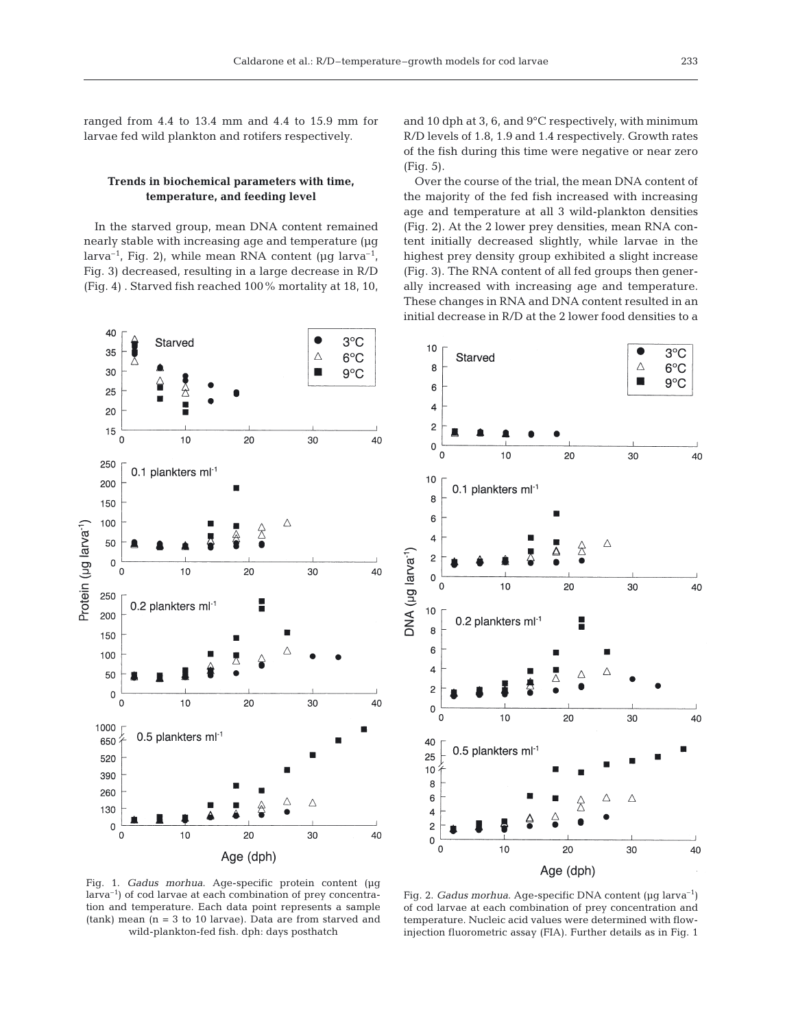ranged from 4.4 to 13.4 mm and 4.4 to 15.9 mm for larvae fed wild plankton and rotifers respectively.

### Trends in biochemical parameters with time, temperature, and feeding level

In the starved group, mean DNA content remained nearly stable with increasing age and temperature (µg larva$^{-1}$, Fig. 2), while mean RNA content (µg larva$^{-1}$, Fig. 3) decreased, resulting in a large decrease in R/D (Fig. 4). Starved fish reached 100% mortality at 18, 10, and 10 dph at 3, 6, and 9°C respectively, with minimum R/D levels of 1.8, 1.9 and 1.4 respectively. Growth rates of the fish during this time were negative or near zero (Fig. 5).

Over the course of the trial, the mean DNA content of the majority of the fed fish increased with increasing age and temperature at all 3 wild-plankton densities (Fig. 2). At the 2 lower prey densities, mean RNA content initially decreased slightly, while larvae in the highest prey density group exhibited a slight increase (Fig. 3). The RNA content of all fed groups then generally increased with increasing age and temperature. These changes in RNA and DNA content resulted in an initial decrease in R/D at the 2 lower food densities to a

Fig. 1. *Gadus morhua*. Age-specific protein content (µg larva$^{-1}$) of cod larvae at each combination of prey concentration and temperature. Each data point represents a sample (tank) mean (n = 3 to 10 larvae). Data are from starved and wild-plankton-fed fish. dph: days posthatch

Fig. 2. *Gadus morhua*. Age-specific DNA content (µg larva$^{-1}$) of cod larvae at each combination of prey concentration and temperature. Nucleic acid values were determined with flow-injection fluorometric assay (FIA). Further details as in Fig. 1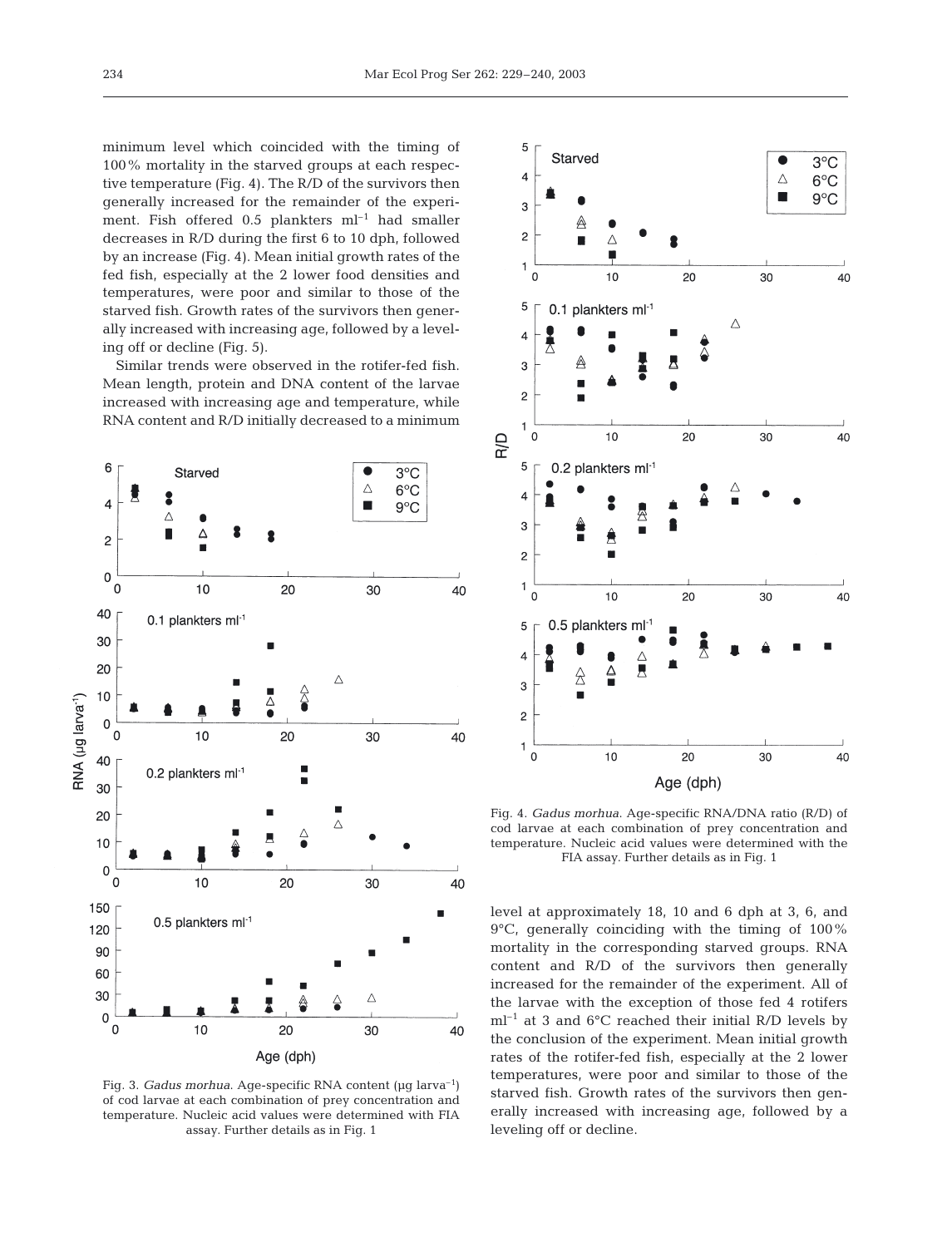minimum level which coincided with the timing of 100% mortality in the starved groups at each respective temperature (Fig. 4). The R/D of the survivors then generally increased for the remainder of the experiment. Fish offered 0.5 plankters ml$^{-1}$ had smaller decreases in R/D during the first 6 to 10 dph, followed by an increase (Fig. 4). Mean initial growth rates of the fed fish, especially at the 2 lower food densities and temperatures, were poor and similar to those of the starved fish. Growth rates of the survivors then generally increased with increasing age, followed by a leveling off or decline (Fig. 5).

Similar trends were observed in the rotifer-fed fish. Mean length, protein and DNA content of the larvae increased with increasing age and temperature, while RNA content and R/D initially decreased to a minimum level at approximately 18, 10 and 6 dph at 3, 6, and 9°C, generally coinciding with the timing of 100% mortality in the corresponding starved groups. RNA content and R/D of the survivors then generally increased for the remainder of the experiment. All of the larvae with the exception of those fed 4 rotifers ml$^{-1}$ at 3 and 6°C reached their initial R/D levels by the conclusion of the experiment. Mean initial growth rates of the rotifer-fed fish, especially at the 2 lower temperatures, were poor and similar to those of the starved fish. Growth rates of the survivors then generally increased with increasing age, followed by a leveling off or decline.

Fig. 3. *Gadus morhua*. Age-specific RNA content (µg larva$^{-1}$) of cod larvae at each combination of prey concentration and temperature. Nucleic acid values were determined with FIA assay. Further details as in Fig. 1

Fig. 4. *Gadus morhua*. Age-specific RNA/DNA ratio (R/D) of cod larvae at each combination of prey concentration and temperature. Nucleic acid values were determined with the FIA assay. Further details as in Fig. 1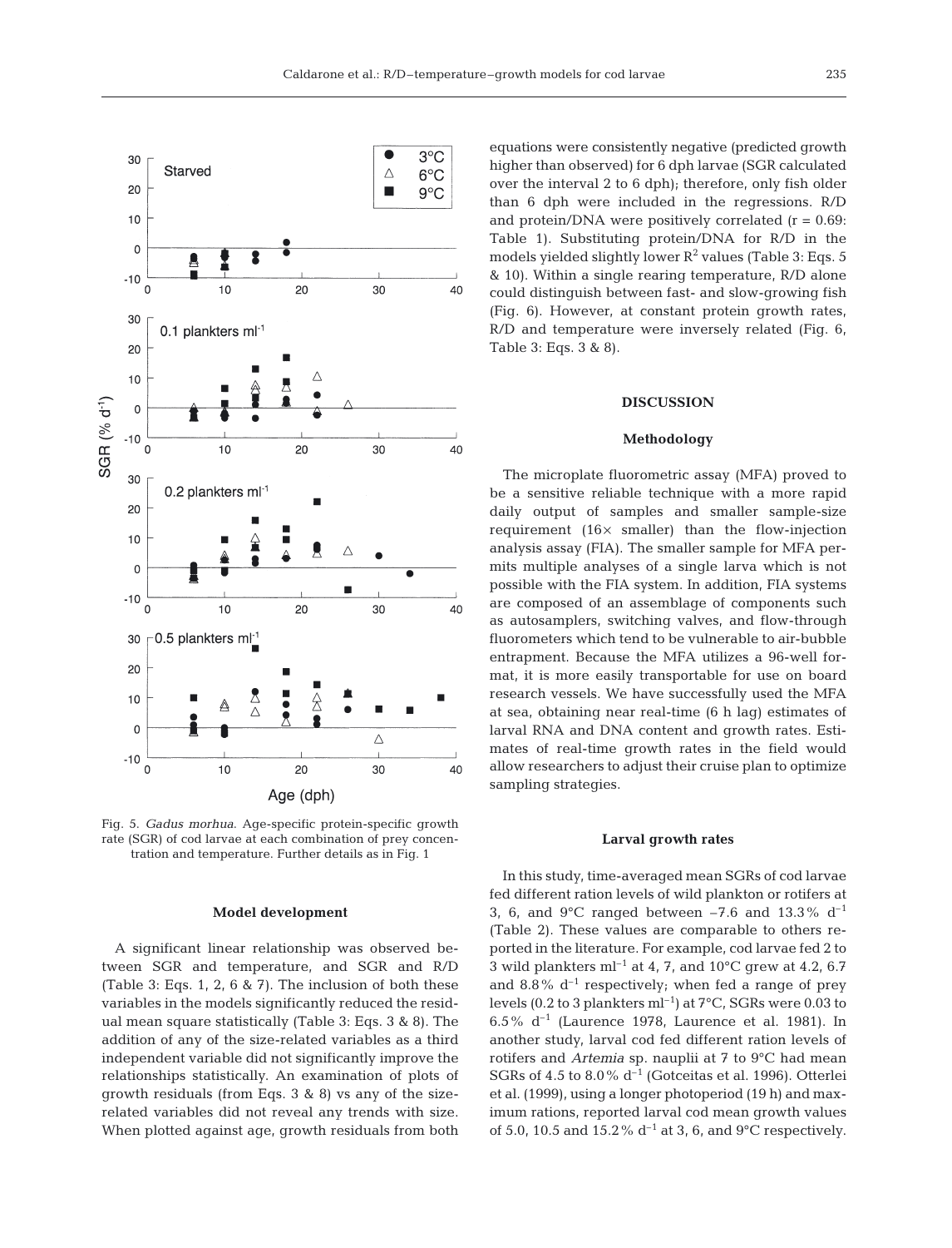Fig. 5. *Gadus morhua*. Age-specific protein-specific growth rate (SGR) of cod larvae at each combination of prey concentration and temperature. Further details as in Fig. 1

### Model development

A significant linear relationship was observed between SGR and temperature, and SGR and R/D (Table 3: Eqs. 1, 2, 6 & 7). The inclusion of both these variables in the models significantly reduced the residual mean square statistically (Table 3: Eqs. 3 & 8). The addition of any of the size-related variables as a third independent variable did not significantly improve the relationships statistically. An examination of plots of growth residuals (from Eqs. 3 & 8) vs any of the size-related variables did not reveal any trends with size. When plotted against age, growth residuals from both equations were consistently negative (predicted growth higher than observed) for 6 dph larvae (SGR calculated over the interval 2 to 6 dph); therefore, only fish older than 6 dph were included in the regressions. R/D and protein/DNA were positively correlated (r = 0.69: Table 1). Substituting protein/DNA for R/D in the models yielded slightly lower $R^2$ values (Table 3: Eqs. 5 & 10). Within a single rearing temperature, R/D alone could distinguish between fast- and slow-growing fish (Fig. 6). However, at constant protein growth rates, R/D and temperature were inversely related (Fig. 6, Table 3: Eqs. 3 & 8).

## DISCUSSION

### Methodology

The microplate fluorometric assay (MFA) proved to be a sensitive reliable technique with a more rapid daily output of samples and smaller sample-size requirement (16× smaller) than the flow-injection analysis assay (FIA). The smaller sample for MFA permits multiple analyses of a single larva which is not possible with the FIA system. In addition, FIA systems are composed of an assemblage of components such as autosamplers, switching valves, and flow-through fluorometers which tend to be vulnerable to air-bubble entrapment. Because the MFA utilizes a 96-well format, it is more easily transportable for use on board research vessels. We have successfully used the MFA at sea, obtaining near real-time (6 h lag) estimates of larval RNA and DNA content and growth rates. Estimates of real-time growth rates in the field would allow researchers to adjust their cruise plan to optimize sampling strategies.

### Larval growth rates

In this study, time-averaged mean SGRs of cod larvae fed different ration levels of wild plankton or rotifers at 3, 6, and 9°C ranged between −7.6 and 13.3% $d^{-1}$ (Table 2). These values are comparable to others reported in the literature. For example, cod larvae fed 2 to 3 wild plankters $ml^{-1}$ at 4, 7, and 10°C grew at 4.2, 6.7 and 8.8% $d^{-1}$ respectively; when fed a range of prey levels (0.2 to 3 plankters $ml^{-1}$) at 7°C, SGRs were 0.03 to 6.5% $d^{-1}$ (Laurence 1978, Laurence et al. 1981). In another study, larval cod fed different ration levels of rotifers and *Artemia* sp. nauplii at 7 to 9°C had mean SGRs of 4.5 to 8.0% $d^{-1}$ (Gotceitas et al. 1996). Otterlei et al. (1999), using a longer photoperiod (19 h) and maximum rations, reported larval cod mean growth values of 5.0, 10.5 and 15.2% $d^{-1}$ at 3, 6, and 9°C respectively.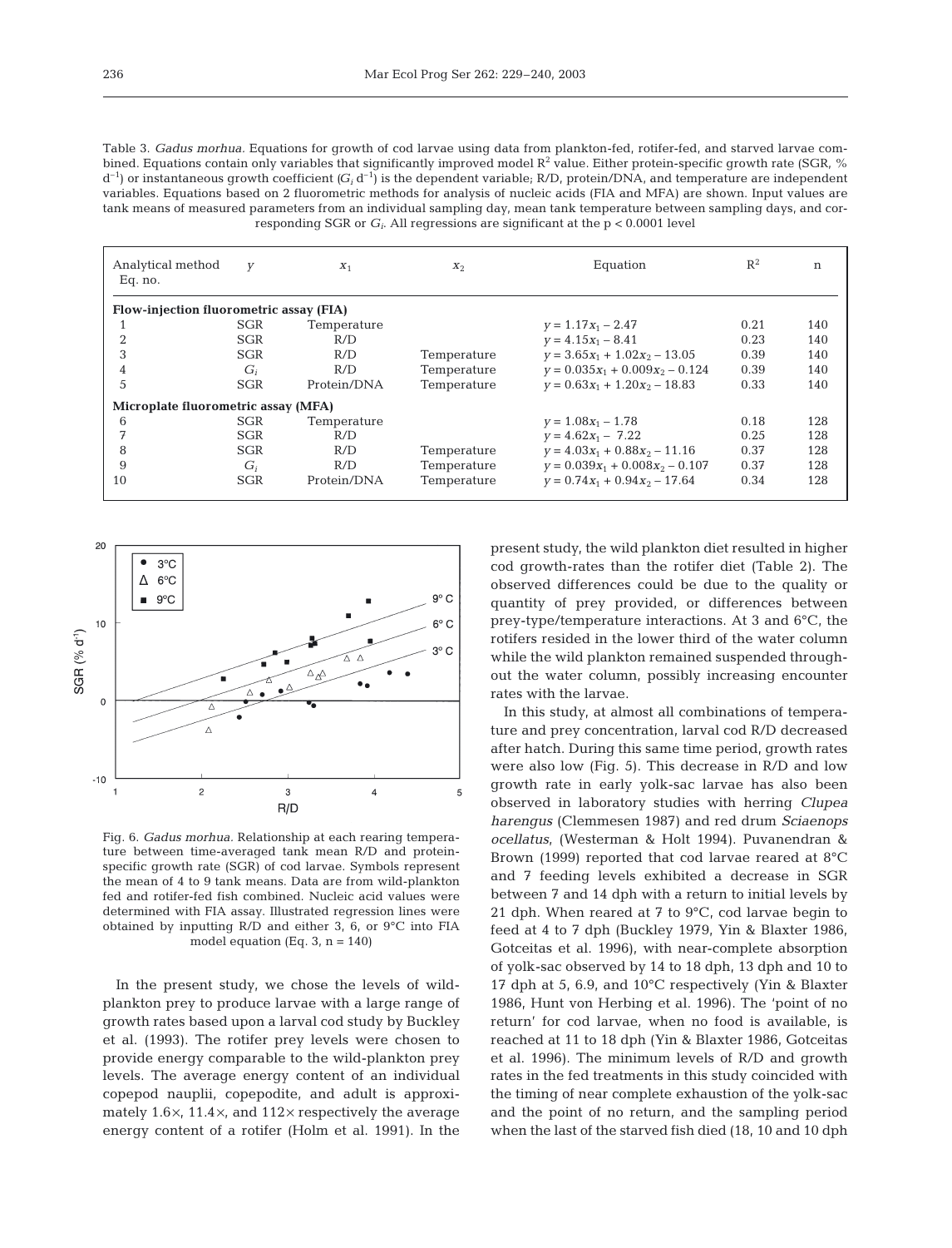Table 3. *Gadus morhua*. Equations for growth of cod larvae using data from plankton-fed, rotifer-fed, and starved larvae combined. Equations contain only variables that significantly improved model $R^2$ value. Either protein-specific growth rate (SGR, % $d^{-1}$) or instantaneous growth coefficient ($G_i$ $d^{-1}$) is the dependent variable; R/D, protein/DNA, and temperature are independent variables. Equations based on 2 fluorometric methods for analysis of nucleic acids (FIA and MFA) are shown. Input values are tank means of measured parameters from an individual sampling day, mean tank temperature between sampling days, and corresponding SGR or $G_i$. All regressions are significant at the $p < 0.0001$ level

| Analytical method Eq. no. | $y$ | $x_1$ | $x_2$ | Equation | $R^2$ | n |
|---|---|---|---|---|---|---|
| **Flow-injection fluorometric assay (FIA)** | | | | | | |
| 1 | SGR | Temperature | | $y = 1.17x_1 - 2.47$ | 0.21 | 140 |
| 2 | SGR | R/D | | $y = 4.15x_1 - 8.41$ | 0.23 | 140 |
| 3 | SGR | R/D | Temperature | $y = 3.65x_1 + 1.02x_2 - 13.05$ | 0.39 | 140 |
| 4 | $G_i$ | R/D | Temperature | $y = 0.035x_1 + 0.009x_2 - 0.124$ | 0.39 | 140 |
| 5 | SGR | Protein/DNA | Temperature | $y = 0.63x_1 + 1.20x_2 - 18.83$ | 0.33 | 140 |
| **Microplate fluorometric assay (MFA)** | | | | | | |
| 6 | SGR | Temperature | | $y = 1.08x_1 - 1.78$ | 0.18 | 128 |
| 7 | SGR | R/D | | $y = 4.62x_1 - 7.22$ | 0.25 | 128 |
| 8 | SGR | R/D | Temperature | $y = 4.03x_1 + 0.88x_2 - 11.16$ | 0.37 | 128 |
| 9 | $G_i$ | R/D | Temperature | $y = 0.039x_1 + 0.008x_2 - 0.107$ | 0.37 | 128 |
| 10 | SGR | Protein/DNA | Temperature | $y = 0.74x_1 + 0.94x_2 - 17.64$ | 0.34 | 128 |

Fig. 6. *Gadus morhua*. Relationship at each rearing temperature between time-averaged tank mean R/D and protein-specific growth rate (SGR) of cod larvae. Symbols represent the mean of 4 to 9 tank means. Data are from wild-plankton fed and rotifer-fed fish combined. Nucleic acid values were determined with FIA assay. Illustrated regression lines were obtained by inputting R/D and either 3, 6, or 9°C into FIA model equation (Eq. 3, n = 140)

In the present study, we chose the levels of wild-plankton prey to produce larvae with a large range of growth rates based upon a larval cod study by Buckley et al. (1993). The rotifer prey levels were chosen to provide energy comparable to the wild-plankton prey levels. The average energy content of an individual copepod nauplii, copepodite, and adult is approximately 1.6×, 11.4×, and 112× respectively the average energy content of a rotifer (Holm et al. 1991). In the present study, the wild plankton diet resulted in higher cod growth-rates than the rotifer diet (Table 2). The observed differences could be due to the quality or quantity of prey provided, or differences between prey-type/temperature interactions. At 3 and 6°C, the rotifers resided in the lower third of the water column while the wild plankton remained suspended throughout the water column, possibly increasing encounter rates with the larvae.

In this study, at almost all combinations of temperature and prey concentration, larval cod R/D decreased after hatch. During this same time period, growth rates were also low (Fig. 5). This decrease in R/D and low growth rate in early yolk-sac larvae has also been observed in laboratory studies with herring *Clupea harengus* (Clemmesen 1987) and red drum *Sciaenops ocellatus*, (Westerman & Holt 1994). Puvanendran & Brown (1999) reported that cod larvae reared at 8°C and 7 feeding levels exhibited a decrease in SGR between 7 and 14 dph with a return to initial levels by 21 dph. When reared at 7 to 9°C, cod larvae begin to feed at 4 to 7 dph (Buckley 1979, Yin & Blaxter 1986, Gotceitas et al. 1996), with near-complete absorption of yolk-sac observed by 14 to 18 dph, 13 dph and 10 to 17 dph at 5, 6.9, and 10°C respectively (Yin & Blaxter 1986, Hunt von Herbing et al. 1996). The 'point of no return' for cod larvae, when no food is available, is reached at 11 to 18 dph (Yin & Blaxter 1986, Gotceitas et al. 1996). The minimum levels of R/D and growth rates in the fed treatments in this study coincided with the timing of near complete exhaustion of the yolk-sac and the point of no return, and the sampling period when the last of the starved fish died (18, 10 and 10 dph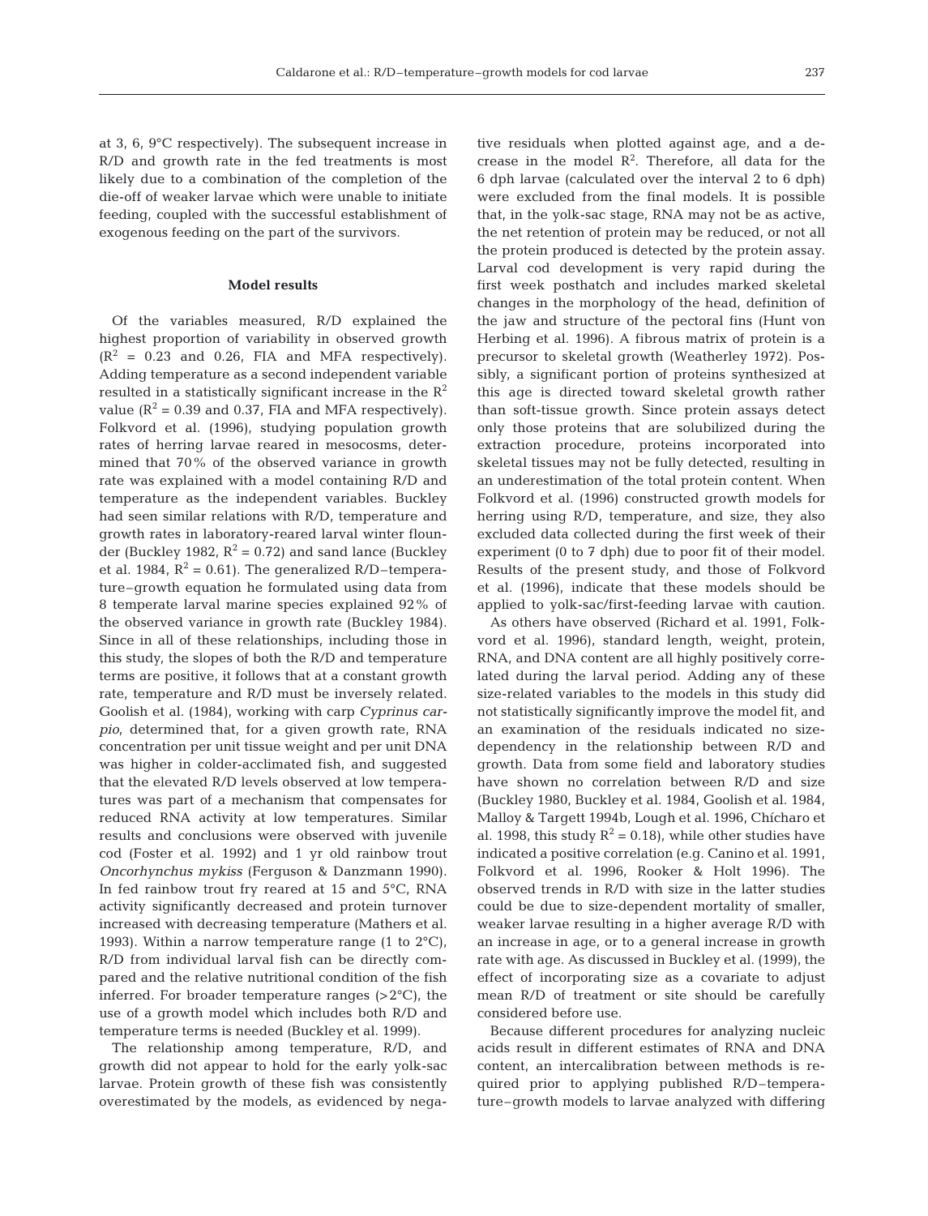at 3, 6, 9°C respectively). The subsequent increase in R/D and growth rate in the fed treatments is most likely due to a combination of the completion of the die-off of weaker larvae which were unable to initiate feeding, coupled with the successful establishment of exogenous feeding on the part of the survivors.

### Model results

Of the variables measured, R/D explained the highest proportion of variability in observed growth ($R^2$ = 0.23 and 0.26, FIA and MFA respectively). Adding temperature as a second independent variable resulted in a statistically significant increase in the $R^2$ value ($R^2$ = 0.39 and 0.37, FIA and MFA respectively). Folkvord et al. (1996), studying population growth rates of herring larvae reared in mesocosms, determined that 70% of the observed variance in growth rate was explained with a model containing R/D and temperature as the independent variables. Buckley had seen similar relations with R/D, temperature and growth rates in laboratory-reared larval winter flounder (Buckley 1982, $R^2$ = 0.72) and sand lance (Buckley et al. 1984, $R^2$ = 0.61). The generalized R/D–temperature–growth equation he formulated using data from 8 temperate larval marine species explained 92% of the observed variance in growth rate (Buckley 1984). Since in all of these relationships, including those in this study, the slopes of both the R/D and temperature terms are positive, it follows that at a constant growth rate, temperature and R/D must be inversely related. Goolish et al. (1984), working with carp *Cyprinus carpio*, determined that, for a given growth rate, RNA concentration per unit tissue weight and per unit DNA was higher in colder-acclimated fish, and suggested that the elevated R/D levels observed at low temperatures was part of a mechanism that compensates for reduced RNA activity at low temperatures. Similar results and conclusions were observed with juvenile cod (Foster et al. 1992) and 1 yr old rainbow trout *Oncorhynchus mykiss* (Ferguson & Danzmann 1990). In fed rainbow trout fry reared at 15 and 5°C, RNA activity significantly decreased and protein turnover increased with decreasing temperature (Mathers et al. 1993). Within a narrow temperature range (1 to 2°C), R/D from individual larval fish can be directly compared and the relative nutritional condition of the fish inferred. For broader temperature ranges (>2°C), the use of a growth model which includes both R/D and temperature terms is needed (Buckley et al. 1999).

The relationship among temperature, R/D, and growth did not appear to hold for the early yolk-sac larvae. Protein growth of these fish was consistently overestimated by the models, as evidenced by negative residuals when plotted against age, and a decrease in the model $R^2$. Therefore, all data for the 6 dph larvae (calculated over the interval 2 to 6 dph) were excluded from the final models. It is possible that, in the yolk-sac stage, RNA may not be as active, the net retention of protein may be reduced, or not all the protein produced is detected by the protein assay. Larval cod development is very rapid during the first week posthatch and includes marked skeletal changes in the morphology of the head, definition of the jaw and structure of the pectoral fins (Hunt von Herbing et al. 1996). A fibrous matrix of protein is a precursor to skeletal growth (Weatherley 1972). Possibly, a significant portion of proteins synthesized at this age is directed toward skeletal growth rather than soft-tissue growth. Since protein assays detect only those proteins that are solubilized during the extraction procedure, proteins incorporated into skeletal tissues may not be fully detected, resulting in an underestimation of the total protein content. When Folkvord et al. (1996) constructed growth models for herring using R/D, temperature, and size, they also excluded data collected during the first week of their experiment (0 to 7 dph) due to poor fit of their model. Results of the present study, and those of Folkvord et al. (1996), indicate that these models should be applied to yolk-sac/first-feeding larvae with caution.

As others have observed (Richard et al. 1991, Folkvord et al. 1996), standard length, weight, protein, RNA, and DNA content are all highly positively correlated during the larval period. Adding any of these size-related variables to the models in this study did not statistically significantly improve the model fit, and an examination of the residuals indicated no size-dependency in the relationship between R/D and growth. Data from some field and laboratory studies have shown no correlation between R/D and size (Buckley 1980, Buckley et al. 1984, Goolish et al. 1984, Malloy & Targett 1994b, Lough et al. 1996, Chícharo et al. 1998, this study $R^2$ = 0.18), while other studies have indicated a positive correlation (e.g. Canino et al. 1991, Folkvord et al. 1996, Rooker & Holt 1996). The observed trends in R/D with size in the latter studies could be due to size-dependent mortality of smaller, weaker larvae resulting in a higher average R/D with an increase in age, or to a general increase in growth rate with age. As discussed in Buckley et al. (1999), the effect of incorporating size as a covariate to adjust mean R/D of treatment or site should be carefully considered before use.

Because different procedures for analyzing nucleic acids result in different estimates of RNA and DNA content, an intercalibration between methods is required prior to applying published R/D–temperature–growth models to larvae analyzed with differing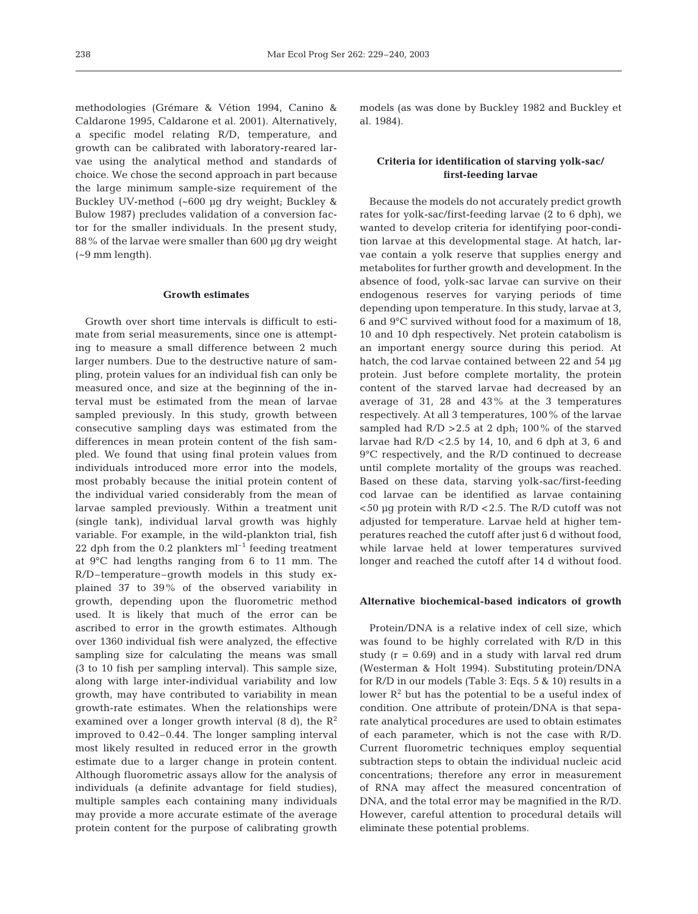methodologies (Grémare & Vétion 1994, Canino & Caldarone 1995, Caldarone et al. 2001). Alternatively, a specific model relating R/D, temperature, and growth can be calibrated with laboratory-reared larvae using the analytical method and standards of choice. We chose the second approach in part because the large minimum sample-size requirement of the Buckley UV-method (~600 µg dry weight; Buckley & Bulow 1987) precludes validation of a conversion factor for the smaller individuals. In the present study, 88% of the larvae were smaller than 600 µg dry weight (~9 mm length).

### Growth estimates

Growth over short time intervals is difficult to estimate from serial measurements, since one is attempting to measure a small difference between 2 much larger numbers. Due to the destructive nature of sampling, protein values for an individual fish can only be measured once, and size at the beginning of the interval must be estimated from the mean of larvae sampled previously. In this study, growth between consecutive sampling days was estimated from the differences in mean protein content of the fish sampled. We found that using final protein values from individuals introduced more error into the models, most probably because the initial protein content of the individual varied considerably from the mean of larvae sampled previously. Within a treatment unit (single tank), individual larval growth was highly variable. For example, in the wild-plankton trial, fish 22 dph from the 0.2 plankters $ml^{-1}$ feeding treatment at 9°C had lengths ranging from 6 to 11 mm. The R/D–temperature–growth models in this study explained 37 to 39% of the observed variability in growth, depending upon the fluorometric method used. It is likely that much of the error can be ascribed to error in the growth estimates. Although over 1360 individual fish were analyzed, the effective sampling size for calculating the means was small (3 to 10 fish per sampling interval). This sample size, along with large inter-individual variability and low growth, may have contributed to variability in mean growth-rate estimates. When the relationships were examined over a longer growth interval (8 d), the $R^2$ improved to 0.42–0.44. The longer sampling interval most likely resulted in reduced error in the growth estimate due to a larger change in protein content. Although fluorometric assays allow for the analysis of individuals (a definite advantage for field studies), multiple samples each containing many individuals may provide a more accurate estimate of the average protein content for the purpose of calibrating growth models (as was done by Buckley 1982 and Buckley et al. 1984).

### Criteria for identification of starving yolk-sac/first-feeding larvae

Because the models do not accurately predict growth rates for yolk-sac/first-feeding larvae (2 to 6 dph), we wanted to develop criteria for identifying poor-condition larvae at this developmental stage. At hatch, larvae contain a yolk reserve that supplies energy and metabolites for further growth and development. In the absence of food, yolk-sac larvae can survive on their endogenous reserves for varying periods of time depending upon temperature. In this study, larvae at 3, 6 and 9°C survived without food for a maximum of 18, 10 and 10 dph respectively. Net protein catabolism is an important energy source during this period. At hatch, the cod larvae contained between 22 and 54 µg protein. Just before complete mortality, the protein content of the starved larvae had decreased by an average of 31, 28 and 43% at the 3 temperatures respectively. At all 3 temperatures, 100% of the larvae sampled had R/D >2.5 at 2 dph; 100% of the starved larvae had R/D <2.5 by 14, 10, and 6 dph at 3, 6 and 9°C respectively, and the R/D continued to decrease until complete mortality of the groups was reached. Based on these data, starving yolk-sac/first-feeding cod larvae can be identified as larvae containing <50 µg protein with R/D <2.5. The R/D cutoff was not adjusted for temperature. Larvae held at higher temperatures reached the cutoff after just 6 d without food, while larvae held at lower temperatures survived longer and reached the cutoff after 14 d without food.

### Alternative biochemical-based indicators of growth

Protein/DNA is a relative index of cell size, which was found to be highly correlated with R/D in this study (r = 0.69) and in a study with larval red drum (Westerman & Holt 1994). Substituting protein/DNA for R/D in our models (Table 3: Eqs. 5 & 10) results in a lower $R^2$ but has the potential to be a useful index of condition. One attribute of protein/DNA is that separate analytical procedures are used to obtain estimates of each parameter, which is not the case with R/D. Current fluorometric techniques employ sequential subtraction steps to obtain the individual nucleic acid concentrations; therefore any error in measurement of RNA may affect the measured concentration of DNA, and the total error may be magnified in the R/D. However, careful attention to procedural details will eliminate these potential problems.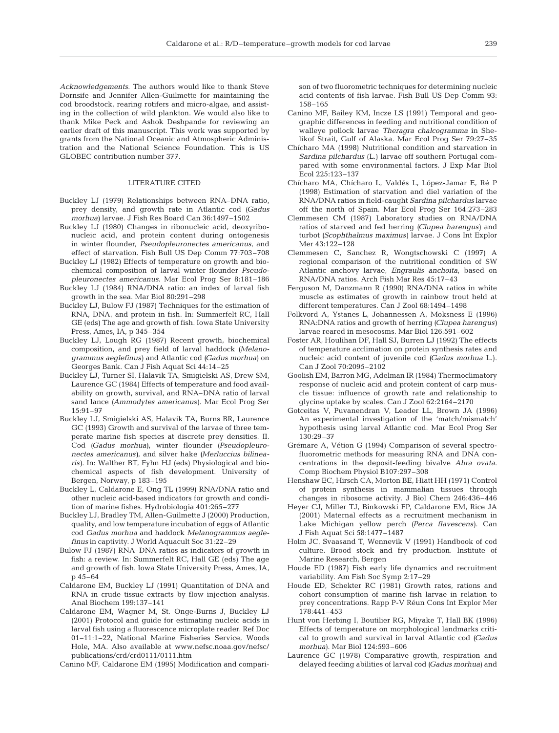*Acknowledgements.* The authors would like to thank Steve Dornsife and Jennifer Allen-Guilmette for maintaining the cod broodstock, rearing rotifers and micro-algae, and assisting in the collection of wild plankton. We would also like to thank Mike Peck and Ashok Deshpande for reviewing an earlier draft of this manuscript. This work was supported by grants from the National Oceanic and Atmospheric Administration and the National Science Foundation. This is US GLOBEC contribution number 377.

## LITERATURE CITED

- Buckley LJ (1979) Relationships between RNA–DNA ratio, prey density, and growth rate in Atlantic cod (*Gadus morhua*) larvae. J Fish Res Board Can 36:1497–1502
- Buckley LJ (1980) Changes in ribonucleic acid, deoxyribonucleic acid, and protein content during ontogenesis in winter flounder, *Pseudopleuronectes americanus*, and effect of starvation. Fish Bull US Dep Comm 77:703–708
- Buckley LJ (1982) Effects of temperature on growth and biochemical composition of larval winter flounder *Pseudopleuronectes americanus*. Mar Ecol Prog Ser 8:181–186
- Buckley LJ (1984) RNA/DNA ratio: an index of larval fish growth in the sea. Mar Biol 80:291–298
- Buckley LJ, Bulow FJ (1987) Techniques for the estimation of RNA, DNA, and protein in fish. In: Summerfelt RC, Hall GE (eds) The age and growth of fish. Iowa State University Press, Ames, IA, p 345–354
- Buckley LJ, Lough RG (1987) Recent growth, biochemical composition, and prey field of larval haddock (*Melanogrammus aeglefinus*) and Atlantic cod (*Gadus morhua*) on Georges Bank. Can J Fish Aquat Sci 44:14–25
- Buckley LJ, Turner SI, Halavik TA, Smigielski AS, Drew SM, Laurence GC (1984) Effects of temperature and food availability on growth, survival, and RNA–DNA ratio of larval sand lance (*Ammodytes americanus*). Mar Ecol Prog Ser 15:91–97
- Buckley LJ, Smigielski AS, Halavik TA, Burns BR, Laurence GC (1993) Growth and survival of the larvae of three temperate marine fish species at discrete prey densities. II. Cod (*Gadus morhua*), winter flounder (*Pseudopleuronectes americanus*), and silver hake (*Merluccius bilinearis*). In: Walther BT, Fyhn HJ (eds) Physiological and biochemical aspects of fish development. University of Bergen, Norway, p 183–195
- Buckley L, Caldarone E, Ong TL (1999) RNA/DNA ratio and other nucleic acid-based indicators for growth and condition of marine fishes. Hydrobiologia 401:265–277
- Buckley LJ, Bradley TM, Allen-Guilmette J (2000) Production, quality, and low temperature incubation of eggs of Atlantic cod *Gadus morhua* and haddock *Melanogrammus aeglefinus* in captivity. J World Aquacult Soc 31:22–29
- Bulow FJ (1987) RNA–DNA ratios as indicators of growth in fish: a review. In: Summerfelt RC, Hall GE (eds) The age and growth of fish. Iowa State University Press, Ames, IA, p 45–64
- Caldarone EM, Buckley LJ (1991) Quantitation of DNA and RNA in crude tissue extracts by flow injection analysis. Anal Biochem 199:137–141
- Caldarone EM, Wagner M, St. Onge-Burns J, Buckley LJ (2001) Protocol and guide for estimating nucleic acids in larval fish using a fluorescence microplate reader. Ref Doc 01–11:1–22, National Marine Fisheries Service, Woods Hole, MA. Also available at www.nefsc.noaa.gov/nefsc/publications/crd/crd0111/0111.htm
- Canino MF, Caldarone EM (1995) Modification and comparison of two fluorometric techniques for determining nucleic acid contents of fish larvae. Fish Bull US Dep Comm 93:158–165
- Canino MF, Bailey KM, Incze LS (1991) Temporal and geographic differences in feeding and nutritional condition of walleye pollock larvae *Theragra chalcogramma* in Shelikof Strait, Gulf of Alaska. Mar Ecol Prog Ser 79:27–35
- Chícharo MA (1998) Nutritional condition and starvation in *Sardina pilchardus* (L.) larvae off southern Portugal compared with some environmental factors. J Exp Mar Biol Ecol 225:123–137
- Chícharo MA, Chícharo L, Valdés L, López-Jamar E, Ré P (1998) Estimation of starvation and diel variation of the RNA/DNA ratios in field-caught *Sardina pilchardus* larvae off the north of Spain. Mar Ecol Prog Ser 164:273–283
- Clemmesen CM (1987) Laboratory studies on RNA/DNA ratios of starved and fed herring (*Clupea harengus*) and turbot (*Scophthalmus maximus*) larvae. J Cons Int Explor Mer 43:122–128
- Clemmesen C, Sanchez R, Wongtschowski C (1997) A regional comparison of the nutritional condition of SW Atlantic anchovy larvae, *Engraulis anchoita*, based on RNA/DNA ratios. Arch Fish Mar Res 45:17–43
- Ferguson M, Danzmann R (1990) RNA/DNA ratios in white muscle as estimates of growth in rainbow trout held at different temperatures. Can J Zool 68:1494–1498
- Folkvord A, Ystanes L, Johannessen A, Moksness E (1996) RNA:DNA ratios and growth of herring (*Clupea harengus*) larvae reared in mesocosms. Mar Biol 126:591–602
- Foster AR, Houlihan DF, Hall SJ, Burren LJ (1992) The effects of temperature acclimation on protein synthesis rates and nucleic acid content of juvenile cod (*Gadus morhua* L.). Can J Zool 70:2095–2102
- Goolish EM, Barron MG, Adelman IR (1984) Thermoclimatory response of nucleic acid and protein content of carp muscle tissue: influence of growth rate and relationship to glycine uptake by scales. Can J Zool 62:2164–2170
- Gotceitas V, Puvanendran V, Leader LL, Brown JA (1996) An experimental investigation of the 'match/mismatch' hypothesis using larval Atlantic cod. Mar Ecol Prog Ser 130:29–37
- Grémare A, Vétion G (1994) Comparison of several spectrofluorometric methods for measuring RNA and DNA concentrations in the deposit-feeding bivalve *Abra ovata*. Comp Biochem Physiol B107:297–308
- Henshaw EC, Hirsch CA, Morton BE, Hiatt HH (1971) Control of protein synthesis in mammalian tissues through changes in ribosome activity. J Biol Chem 246:436–446
- Heyer CJ, Miller TJ, Binkowski FP, Caldarone EM, Rice JA (2001) Maternal effects as a recruitment mechanism in Lake Michigan yellow perch (*Perca flavescens*). Can J Fish Aquat Sci 58:1477–1487
- Holm JC, Svaasand T, Wennevik V (1991) Handbook of cod culture. Brood stock and fry production. Institute of Marine Research, Bergen
- Houde ED (1987) Fish early life dynamics and recruitment variability. Am Fish Soc Symp 2:17–29
- Houde ED, Schekter RC (1981) Growth rates, rations and cohort consumption of marine fish larvae in relation to prey concentrations. Rapp P-V Réun Cons Int Explor Mer 178:441–453
- Hunt von Herbing I, Boutilier RG, Miyake T, Hall BK (1996) Effects of temperature on morphological landmarks critical to growth and survival in larval Atlantic cod (*Gadus morhua*). Mar Biol 124:593–606
- Laurence GC (1978) Comparative growth, respiration and delayed feeding abilities of larval cod (*Gadus morhua*) and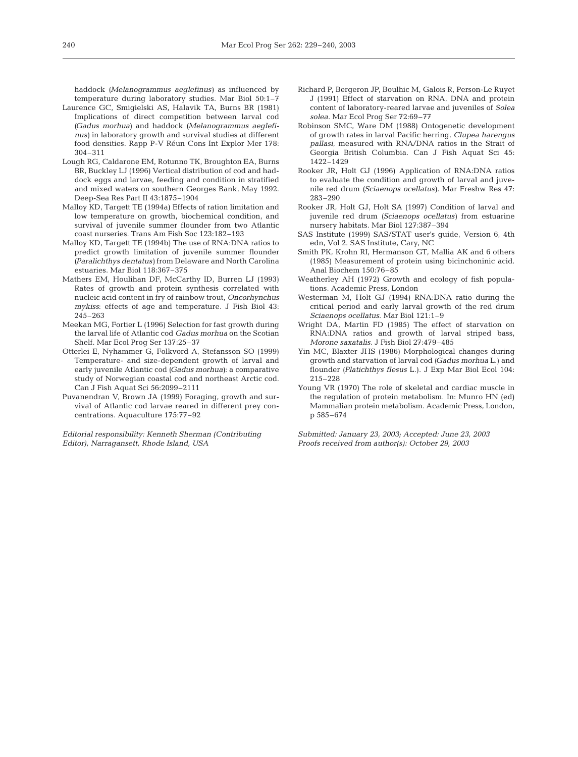haddock (*Melanogrammus aeglefinus*) as influenced by temperature during laboratory studies. Mar Biol 50:1–7

Laurence GC, Smigielski AS, Halavik TA, Burns BR (1981) Implications of direct competition between larval cod (*Gadus morhua*) and haddock (*Melanogrammus aeglefinus*) in laboratory growth and survival studies at different food densities. Rapp P-V Réun Cons Int Explor Mer 178: 304–311

Lough RG, Caldarone EM, Rotunno TK, Broughton EA, Burns BR, Buckley LJ (1996) Vertical distribution of cod and haddock eggs and larvae, feeding and condition in stratified and mixed waters on southern Georges Bank, May 1992. Deep-Sea Res Part II 43:1875–1904

Malloy KD, Targett TE (1994a) Effects of ration limitation and low temperature on growth, biochemical condition, and survival of juvenile summer flounder from two Atlantic coast nurseries. Trans Am Fish Soc 123:182–193

Malloy KD, Targett TE (1994b) The use of RNA:DNA ratios to predict growth limitation of juvenile summer flounder (*Paralichthys dentatus*) from Delaware and North Carolina estuaries. Mar Biol 118:367–375

Mathers EM, Houlihan DF, McCarthy ID, Burren LJ (1993) Rates of growth and protein synthesis correlated with nucleic acid content in fry of rainbow trout, *Oncorhynchus mykiss*: effects of age and temperature. J Fish Biol 43: 245–263

Meekan MG, Fortier L (1996) Selection for fast growth during the larval life of Atlantic cod *Gadus morhua* on the Scotian Shelf. Mar Ecol Prog Ser 137:25–37

Otterlei E, Nyhammer G, Folkvord A, Stefansson SO (1999) Temperature- and size-dependent growth of larval and early juvenile Atlantic cod (*Gadus morhua*): a comparative study of Norwegian coastal cod and northeast Arctic cod. Can J Fish Aquat Sci 56:2099–2111

Puvanendran V, Brown JA (1999) Foraging, growth and survival of Atlantic cod larvae reared in different prey concentrations. Aquaculture 175:77–92

Richard P, Bergeron JP, Boulhic M, Galois R, Person-Le Ruyet J (1991) Effect of starvation on RNA, DNA and protein content of laboratory-reared larvae and juveniles of *Solea solea*. Mar Ecol Prog Ser 72:69–77

Robinson SMC, Ware DM (1988) Ontogenetic development of growth rates in larval Pacific herring, *Clupea harengus pallasi*, measured with RNA/DNA ratios in the Strait of Georgia British Columbia. Can J Fish Aquat Sci 45: 1422–1429

Rooker JR, Holt GJ (1996) Application of RNA:DNA ratios to evaluate the condition and growth of larval and juvenile red drum (*Sciaenops ocellatus*). Mar Freshw Res 47: 283–290

Rooker JR, Holt GJ, Holt SA (1997) Condition of larval and juvenile red drum (*Sciaenops ocellatus*) from estuarine nursery habitats. Mar Biol 127:387–394

SAS Institute (1999) SAS/STAT user's guide, Version 6, 4th edn, Vol 2. SAS Institute, Cary, NC

Smith PK, Krohn RI, Hermanson GT, Mallia AK and 6 others (1985) Measurement of protein using bicinchoninic acid. Anal Biochem 150:76–85

Weatherley AH (1972) Growth and ecology of fish populations. Academic Press, London

Westerman M, Holt GJ (1994) RNA:DNA ratio during the critical period and early larval growth of the red drum *Sciaenops ocellatus*. Mar Biol 121:1–9

Wright DA, Martin FD (1985) The effect of starvation on RNA:DNA ratios and growth of larval striped bass, *Morone saxatalis*. J Fish Biol 27:479–485

Yin MC, Blaxter JHS (1986) Morphological changes during growth and starvation of larval cod (*Gadus morhua* L.) and flounder (*Platichthys flesus* L.). J Exp Mar Biol Ecol 104: 215–228

Young VR (1970) The role of skeletal and cardiac muscle in the regulation of protein metabolism. In: Munro HN (ed) Mammalian protein metabolism. Academic Press, London, p 585–674

*Editorial responsibility: Kenneth Sherman (Contributing Editor), Narragansett, Rhode Island, USA*

*Submitted: January 23, 2003; Accepted: June 23, 2003*
*Proofs received from author(s): October 29, 2003*